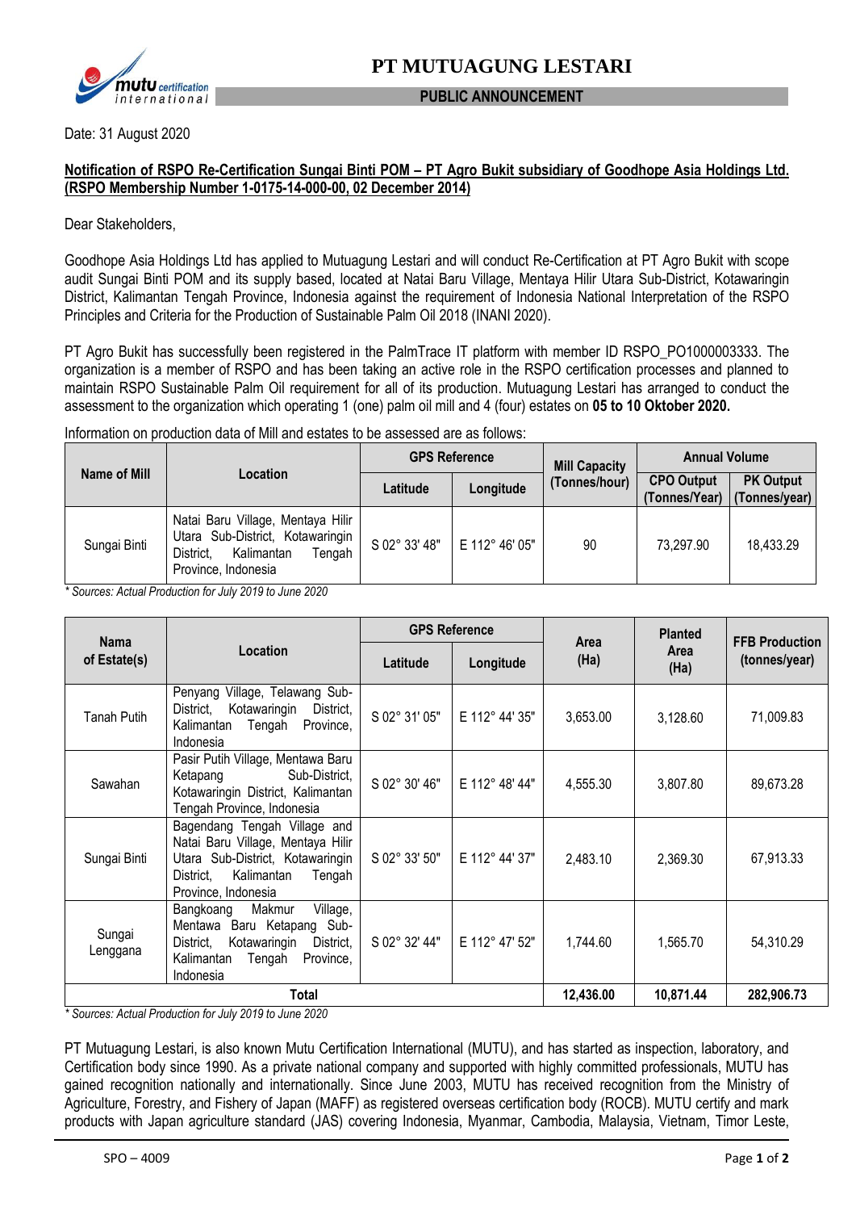# PT MUTUAGUNG LESTARI

**PUBLIC ANNOUNCEMENT**

Date: 31 August 2020

**Notification of RSPO Re-Certification Sungai Binti POM – PT Agro Bukit subsidiary of Goodhope Asia Holdings Ltd. (RSPO Membership Number 1-0175-14-000-00, 02 December 2014)**

Dear Stakeholders,

Goodhope Asia Holdings Ltd has applied to Mutuagung Lestari and will conduct Re-Certification at PT Agro Bukit with scope audit Sungai Binti POM and its supply based, located at Natai Baru Village, Mentaya Hilir Utara Sub-District, Kotawaringin District, Kalimantan Tengah Province, Indonesia against the requirement of Indonesia National Interpretation of the RSPO Principles and Criteria for the Production of Sustainable Palm Oil 2018 (INANI 2020).

PT Agro Bukit has successfully been registered in the PalmTrace IT platform with member ID RSPO_PO1000003333. The organization is a member of RSPO and has been taking an active role in the RSPO certification processes and planned to maintain RSPO Sustainable Palm Oil requirement for all of its production. Mutuagung Lestari has arranged to conduct the assessment to the organization which operating 1 (one) palm oil mill and 4 (four) estates on **05 to 10 Oktober 2020.**

Information on production data of Mill and estates to be assessed are as follows:

| Name of Mill | Location | GPS Reference | | Mill Capacity (Tonnes/hour) | Annual Volume | |
|---|---|---|---|---|---|---|
| | | Latitude | Longitude | | CPO Output (Tonnes/Year) | PK Output (Tonnes/year) |
| Sungai Binti | Natai Baru Village, Mentaya Hilir Utara Sub-District, Kotawaringin District, Kalimantan Tengah Province, Indonesia | S 02° 33' 48" | E 112° 46' 05" | 90 | 73,297.90 | 18,433.29 |

*\* Sources: Actual Production for July 2019 to June 2020*

| Nama of Estate(s) | Location | GPS Reference | | Area (Ha) | Planted Area (Ha) | FFB Production (tonnes/year) |
|---|---|---|---|---|---|---|
| | | Latitude | Longitude | | | |
| Tanah Putih | Penyang Village, Telawang Sub-District, Kotawaringin District, Kalimantan Tengah Province, Indonesia | S 02° 31' 05" | E 112° 44' 35" | 3,653.00 | 3,128.60 | 71,009.83 |
| Sawahan | Pasir Putih Village, Mentawa Baru Ketapang Sub-District, Kotawaringin District, Kalimantan Tengah Province, Indonesia | S 02° 30' 46" | E 112° 48' 44" | 4,555.30 | 3,807.80 | 89,673.28 |
| Sungai Binti | Bagendang Tengah Village and Natai Baru Village, Mentaya Hilir Utara Sub-District, Kotawaringin District, Kalimantan Tengah Province, Indonesia | S 02° 33' 50" | E 112° 44' 37" | 2,483.10 | 2,369.30 | 67,913.33 |
| Sungai Lenggana | Bangkoang Makmur Village, Mentawa Baru Ketapang Sub-District, Kotawaringin District, Kalimantan Tengah Province, Indonesia | S 02° 32' 44" | E 112° 47' 52" | 1,744.60 | 1,565.70 | 54,310.29 |
| **Total** | | | | **12,436.00** | **10,871.44** | **282,906.73** |

*\* Sources: Actual Production for July 2019 to June 2020*

PT Mutuagung Lestari, is also known Mutu Certification International (MUTU), and has started as inspection, laboratory, and Certification body since 1990. As a private national company and supported with highly committed professionals, MUTU has gained recognition nationally and internationally. Since June 2003, MUTU has received recognition from the Ministry of Agriculture, Forestry, and Fishery of Japan (MAFF) as registered overseas certification body (ROCB). MUTU certify and mark products with Japan agriculture standard (JAS) covering Indonesia, Myanmar, Cambodia, Malaysia, Vietnam, Timor Leste,

SPO – 4009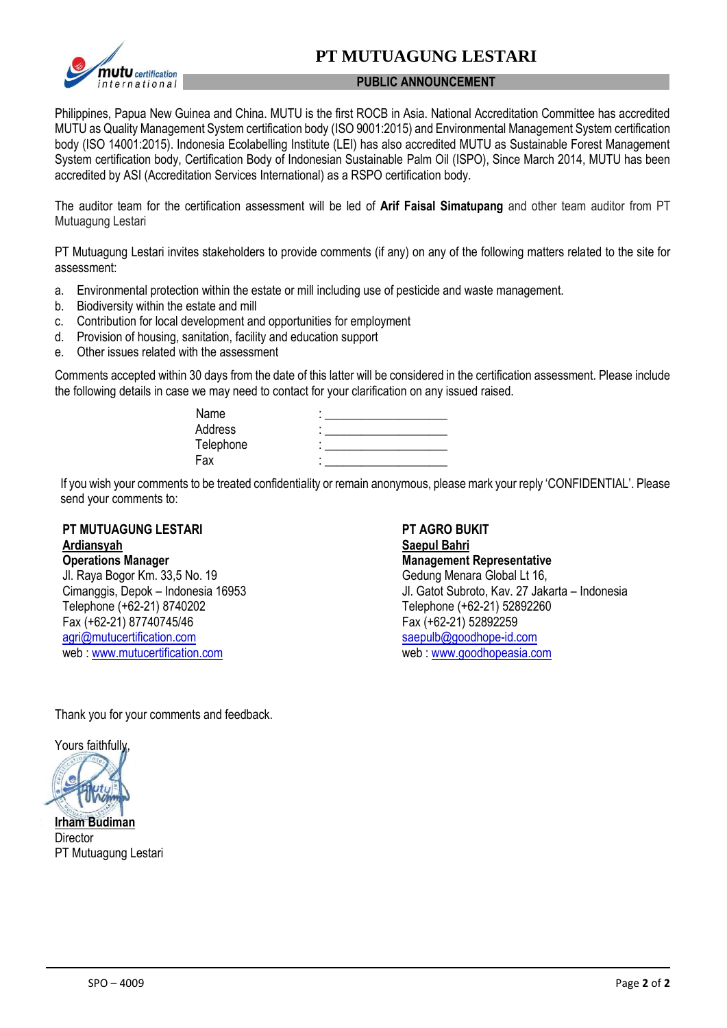Philippines, Papua New Guinea and China. MUTU is the first ROCB in Asia. National Accreditation Committee has accredited MUTU as Quality Management System certification body (ISO 9001:2015) and Environmental Management System certification body (ISO 14001:2015). Indonesia Ecolabelling Institute (LEI) has also accredited MUTU as Sustainable Forest Management System certification body, Certification Body of Indonesian Sustainable Palm Oil (ISPO), Since March 2014, MUTU has been accredited by ASI (Accreditation Services International) as a RSPO certification body.

The auditor team for the certification assessment will be led of **Arif Faisal Simatupang** and other team auditor from PT Mutuagung Lestari

PT Mutuagung Lestari invites stakeholders to provide comments (if any) on any of the following matters related to the site for assessment:

a. Environmental protection within the estate or mill including use of pesticide and waste management.
b. Biodiversity within the estate and mill
c. Contribution for local development and opportunities for employment
d. Provision of housing, sanitation, facility and education support
e. Other issues related with the assessment

Comments accepted within 30 days from the date of this latter will be considered in the certification assessment. Please include the following details in case we may need to contact for your clarification on any issued raised.

Name : ____________________
Address : ____________________
Telephone : ____________________
Fax : ____________________

If you wish your comments to be treated confidentiality or remain anonymous, please mark your reply 'CONFIDENTIAL'. Please send your comments to:

**PT MUTUAGUNG LESTARI**
**Ardiansyah**
**Operations Manager**
Jl. Raya Bogor Km. 33,5 No. 19
Cimanggis, Depok – Indonesia 16953
Telephone (+62-21) 8740202
Fax (+62-21) 87740745/46
agri@mutucertification.com
web : www.mutucertification.com

**PT AGRO BUKIT**
**Saepul Bahri**
**Management Representative**
Gedung Menara Global Lt 16,
Jl. Gatot Subroto, Kav. 27 Jakarta – Indonesia
Telephone (+62-21) 52892260
Fax (+62-21) 52892259
saepulb@goodhope-id.com
web : www.goodhopeasia.com

Thank you for your comments and feedback.

Yours faithfully,

**Irham Budiman**
Director
PT Mutuagung Lestari

SPO – 4009